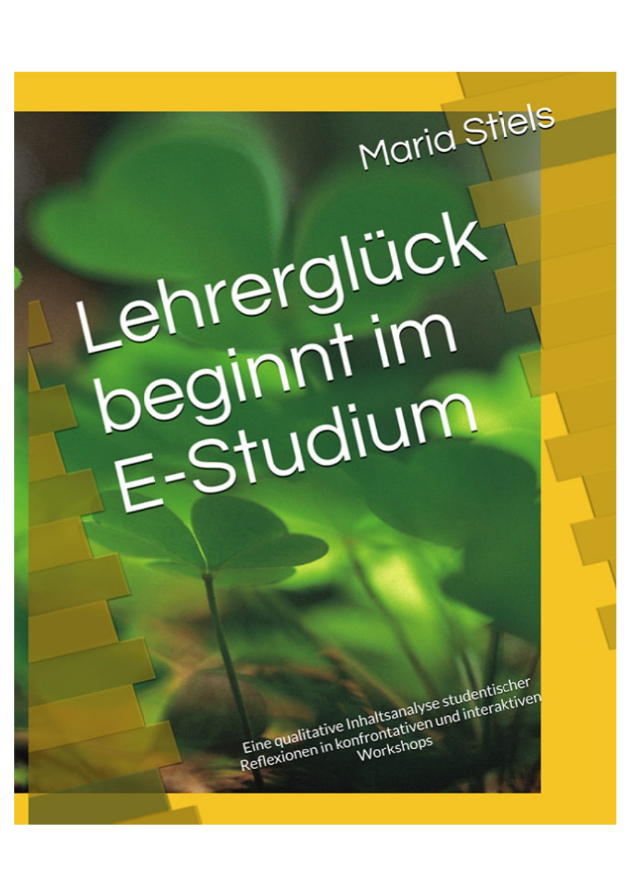Maria Stiels

# Lehrerglück beginnt im E-Studium

Eine qualitative Inhaltsanalyse studentischer Reflexionen in konfrontativen und interaktiven Workshops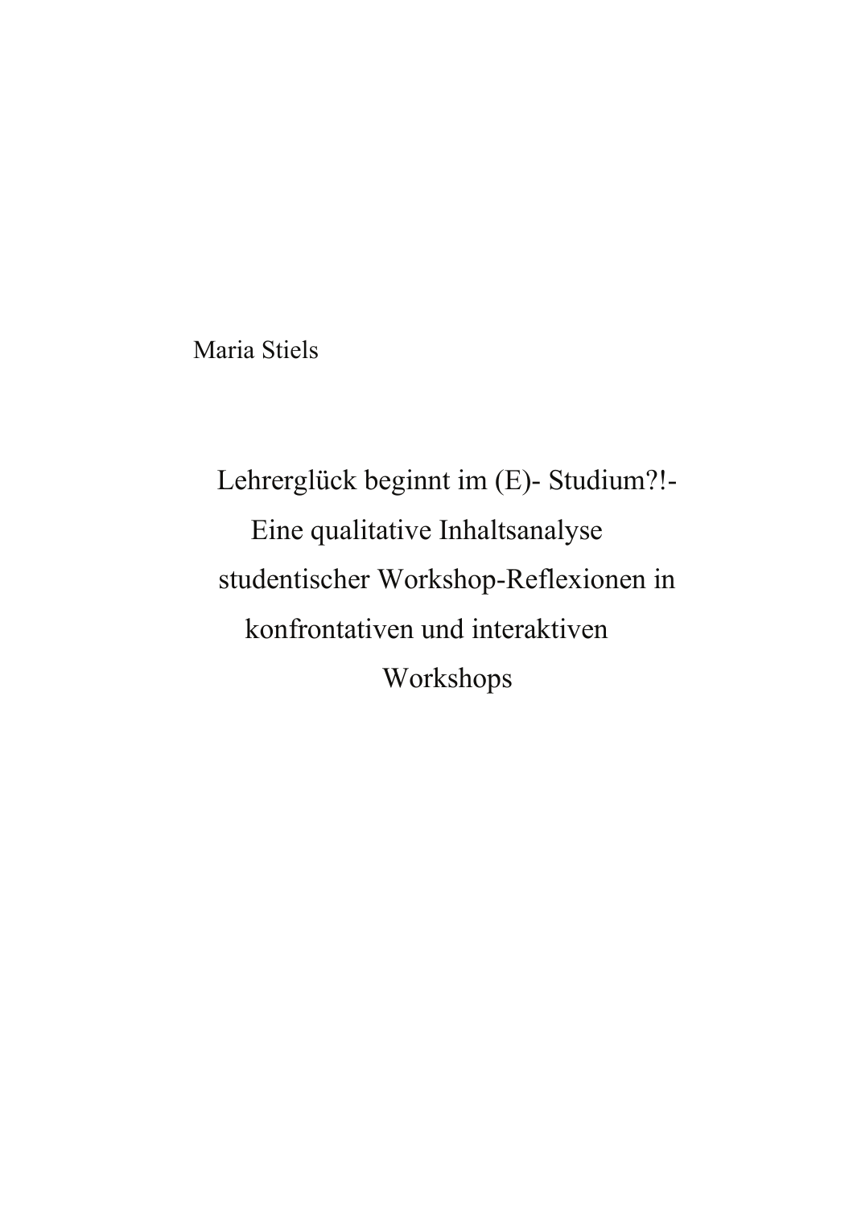Maria Stiels

# Lehrerglück beginnt im (E)- Studium?!- Eine qualitative Inhaltsanalyse studentischer Workshop-Reflexionen in konfrontativen und interaktiven Workshops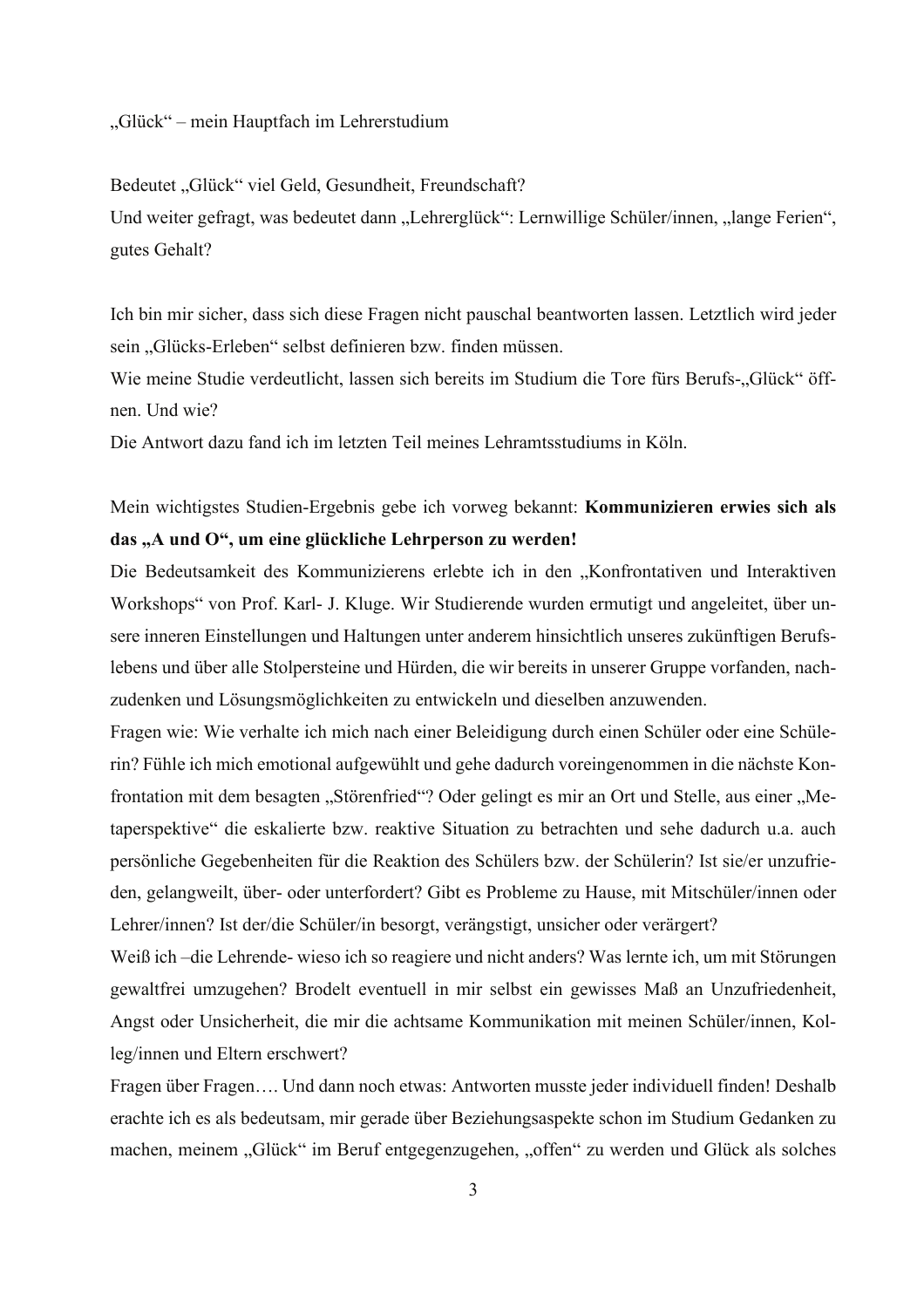„Glück" – mein Hauptfach im Lehrerstudium

Bedeutet „Glück" viel Geld, Gesundheit, Freundschaft?
Und weiter gefragt, was bedeutet dann „Lehrerglück": Lernwillige Schüler/innen, „lange Ferien", gutes Gehalt?

Ich bin mir sicher, dass sich diese Fragen nicht pauschal beantworten lassen. Letztlich wird jeder sein „Glücks-Erleben" selbst definieren bzw. finden müssen.
Wie meine Studie verdeutlicht, lassen sich bereits im Studium die Tore fürs Berufs-„Glück" öffnen. Und wie?
Die Antwort dazu fand ich im letzten Teil meines Lehramtsstudiums in Köln.

Mein wichtigstes Studien-Ergebnis gebe ich vorweg bekannt: **Kommunizieren erwies sich als das „A und O", um eine glückliche Lehrperson zu werden!**
Die Bedeutsamkeit des Kommunizierens erlebte ich in den „Konfrontativen und Interaktiven Workshops" von Prof. Karl- J. Kluge. Wir Studierende wurden ermutigt und angeleitet, über unsere inneren Einstellungen und Haltungen unter anderem hinsichtlich unseres zukünftigen Berufslebens und über alle Stolpersteine und Hürden, die wir bereits in unserer Gruppe vorfanden, nachzudenken und Lösungsmöglichkeiten zu entwickeln und dieselben anzuwenden.
Fragen wie: Wie verhalte ich mich nach einer Beleidigung durch einen Schüler oder eine Schülerin? Fühle ich mich emotional aufgewühlt und gehe dadurch voreingenommen in die nächste Konfrontation mit dem besagten „Störenfried"? Oder gelingt es mir an Ort und Stelle, aus einer „Metaperspektive" die eskalierte bzw. reaktive Situation zu betrachten und sehe dadurch u.a. auch persönliche Gegebenheiten für die Reaktion des Schülers bzw. der Schülerin? Ist sie/er unzufrieden, gelangweilt, über- oder unterfordert? Gibt es Probleme zu Hause, mit Mitschüler/innen oder Lehrer/innen? Ist der/die Schüler/in besorgt, verängstigt, unsicher oder verärgert?
Weiß ich –die Lehrende- wieso ich so reagiere und nicht anders? Was lernte ich, um mit Störungen gewaltfrei umzugehen? Brodelt eventuell in mir selbst ein gewisses Maß an Unzufriedenheit, Angst oder Unsicherheit, die mir die achtsame Kommunikation mit meinen Schüler/innen, Kolleg/innen und Eltern erschwert?
Fragen über Fragen…. Und dann noch etwas: Antworten musste jeder individuell finden! Deshalb erachte ich es als bedeutsam, mir gerade über Beziehungsaspekte schon im Studium Gedanken zu machen, meinem „Glück" im Beruf entgegenzugehen, „offen" zu werden und Glück als solches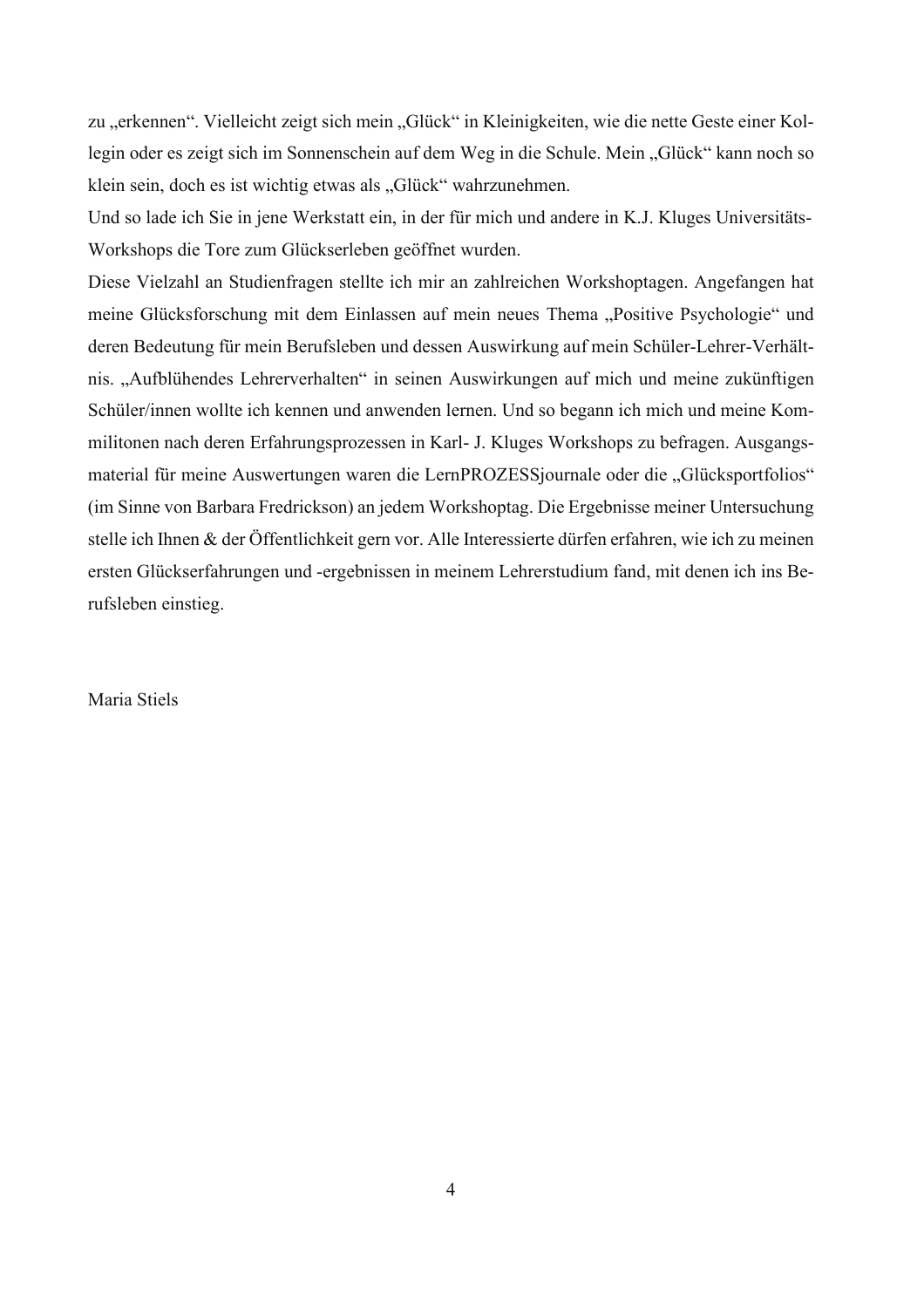zu „erkennen“. Vielleicht zeigt sich mein „Glück“ in Kleinigkeiten, wie die nette Geste einer Kollegin oder es zeigt sich im Sonnenschein auf dem Weg in die Schule. Mein „Glück“ kann noch so klein sein, doch es ist wichtig etwas als „Glück“ wahrzunehmen.

Und so lade ich Sie in jene Werkstatt ein, in der für mich und andere in K.J. Kluges Universitäts-Workshops die Tore zum Glückserleben geöffnet wurden.

Diese Vielzahl an Studienfragen stellte ich mir an zahlreichen Workshoptagen. Angefangen hat meine Glücksforschung mit dem Einlassen auf mein neues Thema „Positive Psychologie“ und deren Bedeutung für mein Berufsleben und dessen Auswirkung auf mein Schüler-Lehrer-Verhältnis. „Aufblühendes Lehrerverhalten“ in seinen Auswirkungen auf mich und meine zukünftigen Schüler/innen wollte ich kennen und anwenden lernen. Und so begann ich mich und meine Kommilitonen nach deren Erfahrungsprozessen in Karl- J. Kluges Workshops zu befragen. Ausgangsmaterial für meine Auswertungen waren die LernPROZESSjournale oder die „Glücksportfolios“ (im Sinne von Barbara Fredrickson) an jedem Workshoptag. Die Ergebnisse meiner Untersuchung stelle ich Ihnen & der Öffentlichkeit gern vor. Alle Interessierte dürfen erfahren, wie ich zu meinen ersten Glückserfahrungen und -ergebnissen in meinem Lehrerstudium fand, mit denen ich ins Berufsleben einstieg.

Maria Stiels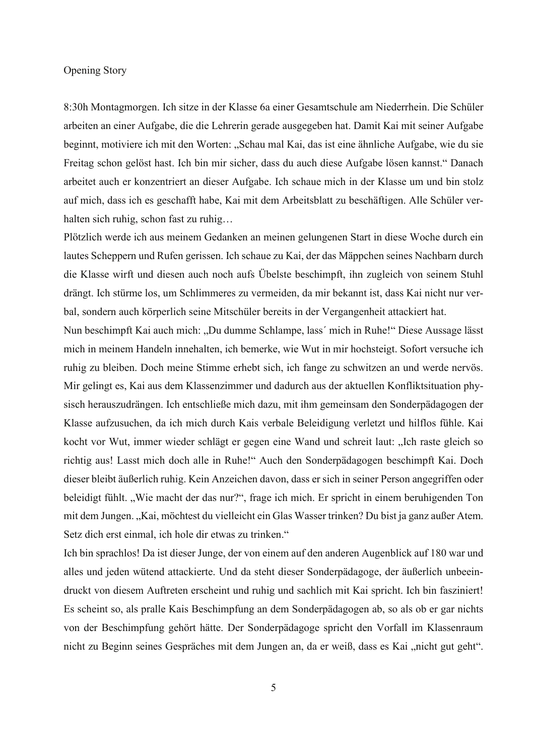# Opening Story

8:30h Montagmorgen. Ich sitze in der Klasse 6a einer Gesamtschule am Niederrhein. Die Schüler arbeiten an einer Aufgabe, die die Lehrerin gerade ausgegeben hat. Damit Kai mit seiner Aufgabe beginnt, motiviere ich mit den Worten: „Schau mal Kai, das ist eine ähnliche Aufgabe, wie du sie Freitag schon gelöst hast. Ich bin mir sicher, dass du auch diese Aufgabe lösen kannst." Danach arbeitet auch er konzentriert an dieser Aufgabe. Ich schaue mich in der Klasse um und bin stolz auf mich, dass ich es geschafft habe, Kai mit dem Arbeitsblatt zu beschäftigen. Alle Schüler verhalten sich ruhig, schon fast zu ruhig…

Plötzlich werde ich aus meinem Gedanken an meinen gelungenen Start in diese Woche durch ein lautes Scheppern und Rufen gerissen. Ich schaue zu Kai, der das Mäppchen seines Nachbarn durch die Klasse wirft und diesen auch noch aufs Übelste beschimpft, ihn zugleich von seinem Stuhl drängt. Ich stürme los, um Schlimmeres zu vermeiden, da mir bekannt ist, dass Kai nicht nur verbal, sondern auch körperlich seine Mitschüler bereits in der Vergangenheit attackiert hat.

Nun beschimpft Kai auch mich: „Du dumme Schlampe, lass´ mich in Ruhe!" Diese Aussage lässt mich in meinem Handeln innehalten, ich bemerke, wie Wut in mir hochsteigt. Sofort versuche ich ruhig zu bleiben. Doch meine Stimme erhebt sich, ich fange zu schwitzen an und werde nervös. Mir gelingt es, Kai aus dem Klassenzimmer und dadurch aus der aktuellen Konfliktsituation physisch herauszudrängen. Ich entschließe mich dazu, mit ihm gemeinsam den Sonderpädagogen der Klasse aufzusuchen, da ich mich durch Kais verbale Beleidigung verletzt und hilflos fühle. Kai kocht vor Wut, immer wieder schlägt er gegen eine Wand und schreit laut: „Ich raste gleich so richtig aus! Lasst mich doch alle in Ruhe!" Auch den Sonderpädagogen beschimpft Kai. Doch dieser bleibt äußerlich ruhig. Kein Anzeichen davon, dass er sich in seiner Person angegriffen oder beleidigt fühlt. „Wie macht der das nur?", frage ich mich. Er spricht in einem beruhigenden Ton mit dem Jungen. „Kai, möchtest du vielleicht ein Glas Wasser trinken? Du bist ja ganz außer Atem. Setz dich erst einmal, ich hole dir etwas zu trinken."

Ich bin sprachlos! Da ist dieser Junge, der von einem auf den anderen Augenblick auf 180 war und alles und jeden wütend attackierte. Und da steht dieser Sonderpädagoge, der äußerlich unbeeindruckt von diesem Auftreten erscheint und ruhig und sachlich mit Kai spricht. Ich bin fasziniert! Es scheint so, als pralle Kais Beschimpfung an dem Sonderpädagogen ab, so als ob er gar nichts von der Beschimpfung gehört hätte. Der Sonderpädagoge spricht den Vorfall im Klassenraum nicht zu Beginn seines Gespräches mit dem Jungen an, da er weiß, dass es Kai „nicht gut geht".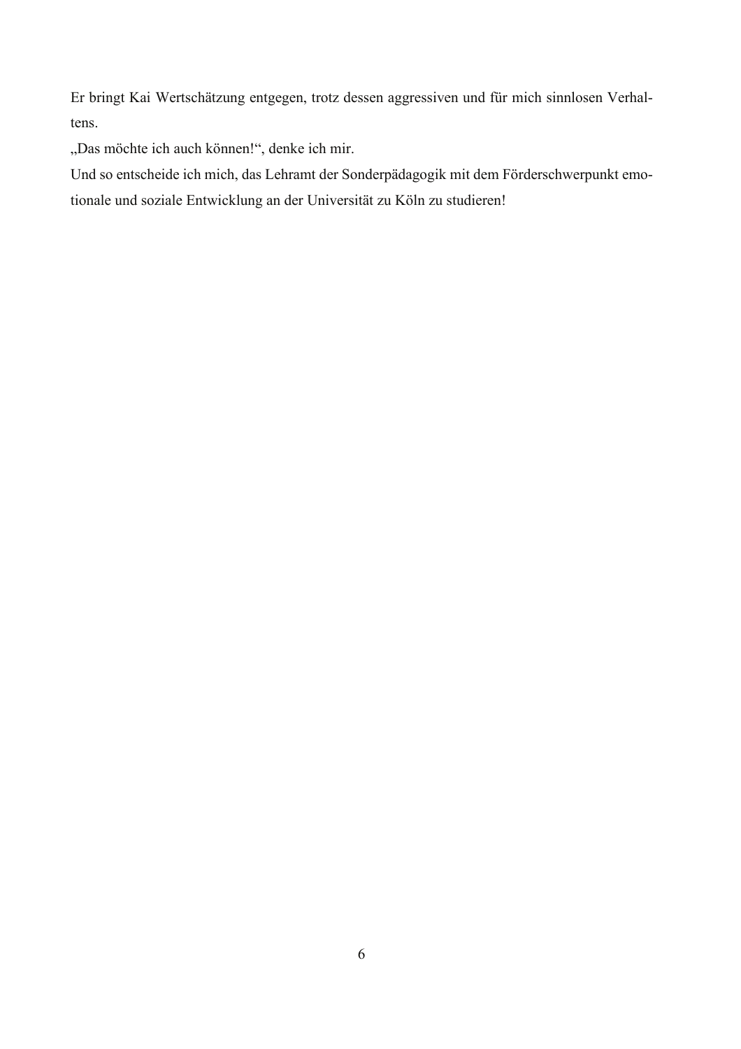Er bringt Kai Wertschätzung entgegen, trotz dessen aggressiven und für mich sinnlosen Verhaltens.

„Das möchte ich auch können!“, denke ich mir.

Und so entscheide ich mich, das Lehramt der Sonderpädagogik mit dem Förderschwerpunkt emotionale und soziale Entwicklung an der Universität zu Köln zu studieren!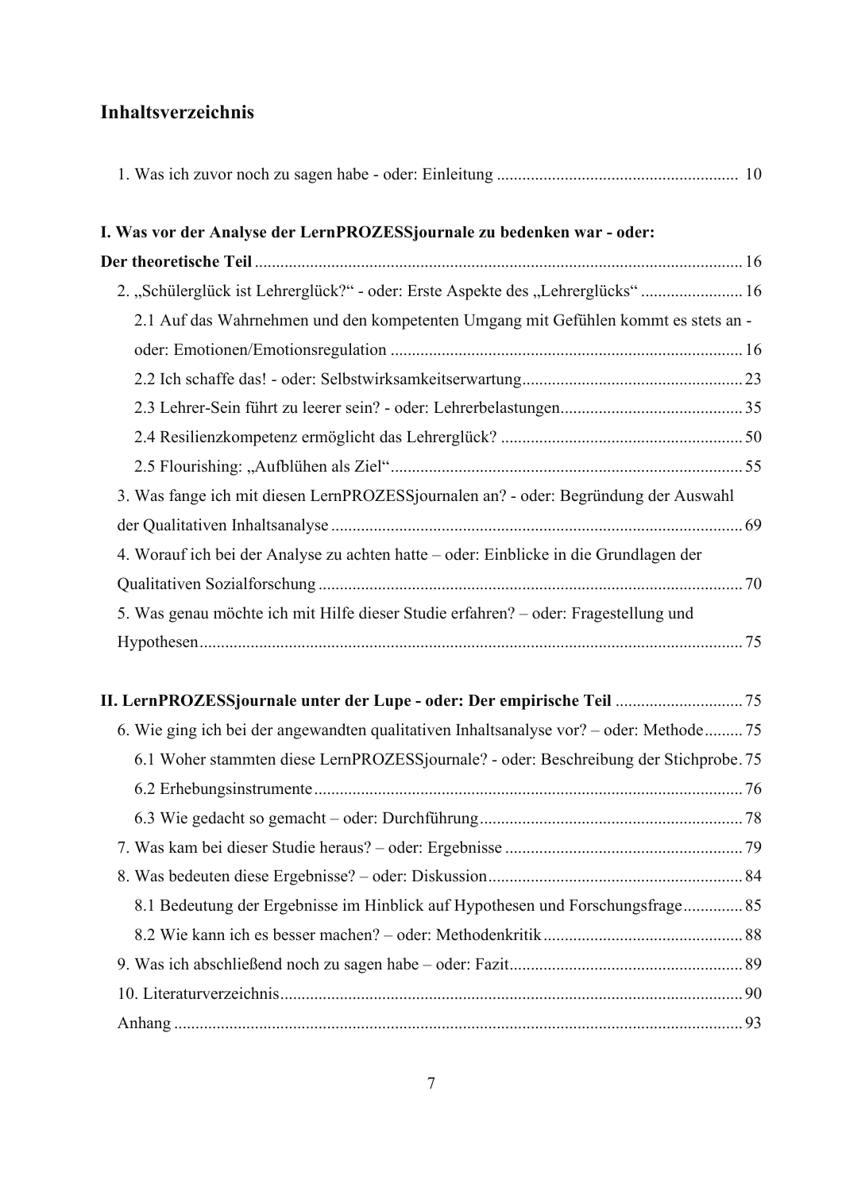# Inhaltsverzeichnis

1. Was ich zuvor noch zu sagen habe - oder: Einleitung ........................................................ 10

**I. Was vor der Analyse der LernPROZESSjournale zu bedenken war - oder: Der theoretische Teil** .................................................................................................................. 16

2. „Schülerglück ist Lehrerglück?" - oder: Erste Aspekte des „Lehrerglücks" ........................ 16
   - 2.1 Auf das Wahrnehmen und den kompetenten Umgang mit Gefühlen kommt es stets an - oder: Emotionen/Emotionsregulation .................................................................................. 16
   - 2.2 Ich schaffe das! - oder: Selbstwirksamkeitserwartung.................................................... 23
   - 2.3 Lehrer-Sein führt zu leerer sein? - oder: Lehrerbelastungen........................................... 35
   - 2.4 Resilienzkompetenz ermöglicht das Lehrerglück? ......................................................... 50
   - 2.5 Flourishing: „Aufblühen als Ziel"................................................................................... 55
3. Was fange ich mit diesen LernPROZESSjournalen an? - oder: Begründung der Auswahl der Qualitativen Inhaltsanalyse ................................................................................................ 69
4. Worauf ich bei der Analyse zu achten hatte – oder: Einblicke in die Grundlagen der Qualitativen Sozialforschung ................................................................................................... 70
5. Was genau möchte ich mit Hilfe dieser Studie erfahren? – oder: Fragestellung und Hypothesen.............................................................................................................................. 75

**II. LernPROZESSjournale unter der Lupe - oder: Der empirische Teil** ............................. 75

6. Wie ging ich bei der angewandten qualitativen Inhaltsanalyse vor? – oder: Methode......... 75
   - 6.1 Woher stammten diese LernPROZESSjournale? - oder: Beschreibung der Stichprobe. 75
   - 6.2 Erhebungsinstrumente .................................................................................................... 76
   - 6.3 Wie gedacht so gemacht – oder: Durchführung ............................................................. 78
7. Was kam bei dieser Studie heraus? – oder: Ergebnisse ........................................................ 79
8. Was bedeuten diese Ergebnisse? – oder: Diskussion............................................................ 84
   - 8.1 Bedeutung der Ergebnisse im Hinblick auf Hypothesen und Forschungsfrage............. 85
   - 8.2 Wie kann ich es besser machen? – oder: Methodenkritik............................................... 88
9. Was ich abschließend noch zu sagen habe – oder: Fazit....................................................... 89
10. Literaturverzeichnis............................................................................................................. 90

Anhang ...................................................................................................................................... 93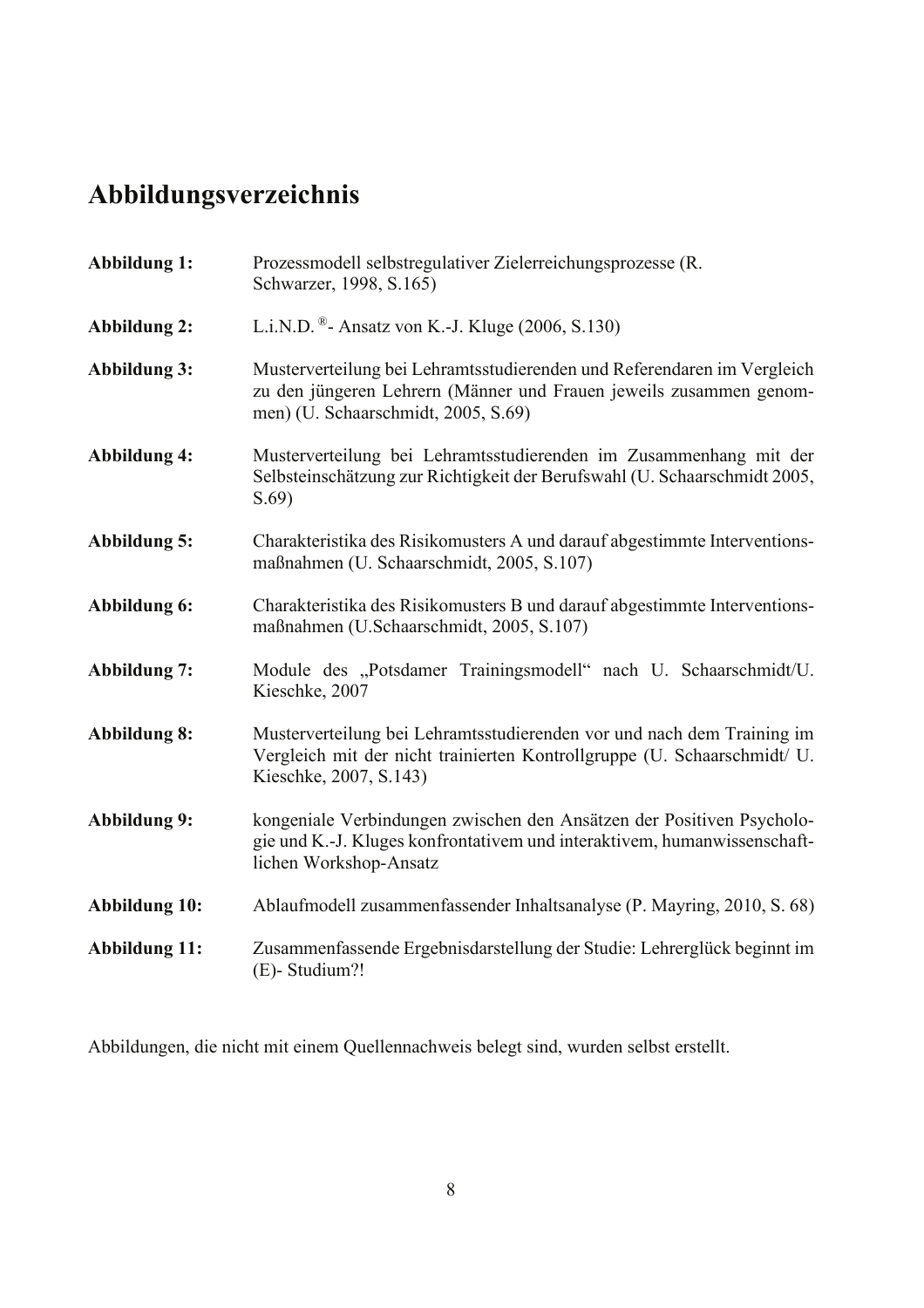# Abbildungsverzeichnis

**Abbildung 1:** Prozessmodell selbstregulativer Zielerreichungsprozesse (R. Schwarzer, 1998, S.165)

**Abbildung 2:** L.i.N.D. ®- Ansatz von K.-J. Kluge (2006, S.130)

**Abbildung 3:** Musterverteilung bei Lehramtsstudierenden und Referendaren im Vergleich zu den jüngeren Lehrern (Männer und Frauen jeweils zusammen genommen) (U. Schaarschmidt, 2005, S.69)

**Abbildung 4:** Musterverteilung bei Lehramtsstudierenden im Zusammenhang mit der Selbsteinschätzung zur Richtigkeit der Berufswahl (U. Schaarschmidt 2005, S.69)

**Abbildung 5:** Charakteristika des Risikomusters A und darauf abgestimmte Interventionsmaßnahmen (U. Schaarschmidt, 2005, S.107)

**Abbildung 6:** Charakteristika des Risikomusters B und darauf abgestimmte Interventionsmaßnahmen (U.Schaarschmidt, 2005, S.107)

**Abbildung 7:** Module des „Potsdamer Trainingsmodell“ nach U. Schaarschmidt/U. Kieschke, 2007

**Abbildung 8:** Musterverteilung bei Lehramtsstudierenden vor und nach dem Training im Vergleich mit der nicht trainierten Kontrollgruppe (U. Schaarschmidt/ U. Kieschke, 2007, S.143)

**Abbildung 9:** kongeniale Verbindungen zwischen den Ansätzen der Positiven Psychologie und K.-J. Kluges konfrontativem und interaktivem, humanwissenschaftlichen Workshop-Ansatz

**Abbildung 10:** Ablaufmodell zusammenfassender Inhaltsanalyse (P. Mayring, 2010, S. 68)

**Abbildung 11:** Zusammenfassende Ergebnisdarstellung der Studie: Lehrerglück beginnt im (E)- Studium?!

Abbildungen, die nicht mit einem Quellennachweis belegt sind, wurden selbst erstellt.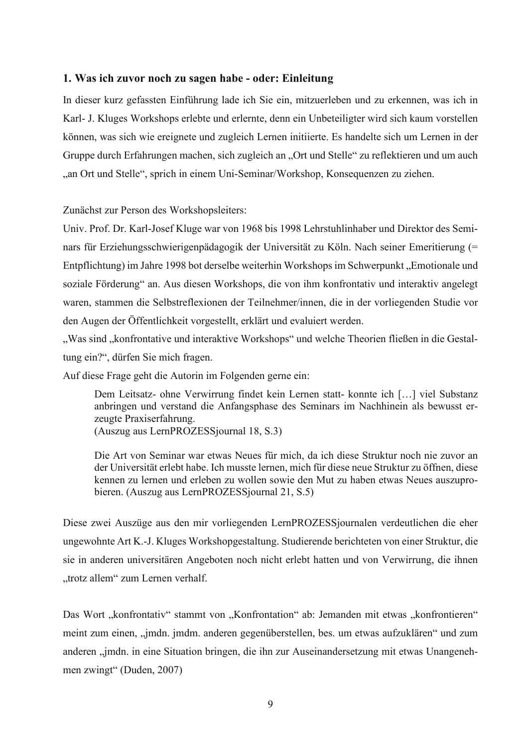## 1. Was ich zuvor noch zu sagen habe - oder: Einleitung

In dieser kurz gefassten Einführung lade ich Sie ein, mitzuerleben und zu erkennen, was ich in Karl- J. Kluges Workshops erlebte und erlernte, denn ein Unbeteiligter wird sich kaum vorstellen können, was sich wie ereignete und zugleich Lernen initiierte. Es handelte sich um Lernen in der Gruppe durch Erfahrungen machen, sich zugleich an „Ort und Stelle" zu reflektieren und um auch „an Ort und Stelle", sprich in einem Uni-Seminar/Workshop, Konsequenzen zu ziehen.

Zunächst zur Person des Workshopsleiters:

Univ. Prof. Dr. Karl-Josef Kluge war von 1968 bis 1998 Lehrstuhlinhaber und Direktor des Seminars für Erziehungsschwierigenpädagogik der Universität zu Köln. Nach seiner Emeritierung (= Entpflichtung) im Jahre 1998 bot derselbe weiterhin Workshops im Schwerpunkt „Emotionale und soziale Förderung" an. Aus diesen Workshops, die von ihm konfrontativ und interaktiv angelegt waren, stammen die Selbstreflexionen der Teilnehmer/innen, die in der vorliegenden Studie vor den Augen der Öffentlichkeit vorgestellt, erklärt und evaluiert werden.

„Was sind „konfrontative und interaktive Workshops" und welche Theorien fließen in die Gestaltung ein?", dürfen Sie mich fragen.

Auf diese Frage geht die Autorin im Folgenden gerne ein:

> Dem Leitsatz- ohne Verwirrung findet kein Lernen statt- konnte ich […] viel Substanz anbringen und verstand die Anfangsphase des Seminars im Nachhinein als bewusst erzeugte Praxiserfahrung.
> (Auszug aus LernPROZESSjournal 18, S.3)
>
> Die Art von Seminar war etwas Neues für mich, da ich diese Struktur noch nie zuvor an der Universität erlebt habe. Ich musste lernen, mich für diese neue Struktur zu öffnen, diese kennen zu lernen und erleben zu wollen sowie den Mut zu haben etwas Neues auszuprobieren. (Auszug aus LernPROZESSjournal 21, S.5)

Diese zwei Auszüge aus den mir vorliegenden LernPROZESSjournalen verdeutlichen die eher ungewohnte Art K.-J. Kluges Workshopgestaltung. Studierende berichteten von einer Struktur, die sie in anderen universitären Angeboten noch nicht erlebt hatten und von Verwirrung, die ihnen „trotz allem" zum Lernen verhalf.

Das Wort „konfrontativ" stammt von „Konfrontation" ab: Jemanden mit etwas „konfrontieren" meint zum einen, „jmdn. jmdm. anderen gegenüberstellen, bes. um etwas aufzuklären" und zum anderen „jmdn. in eine Situation bringen, die ihn zur Auseinandersetzung mit etwas Unangenehmen zwingt" (Duden, 2007)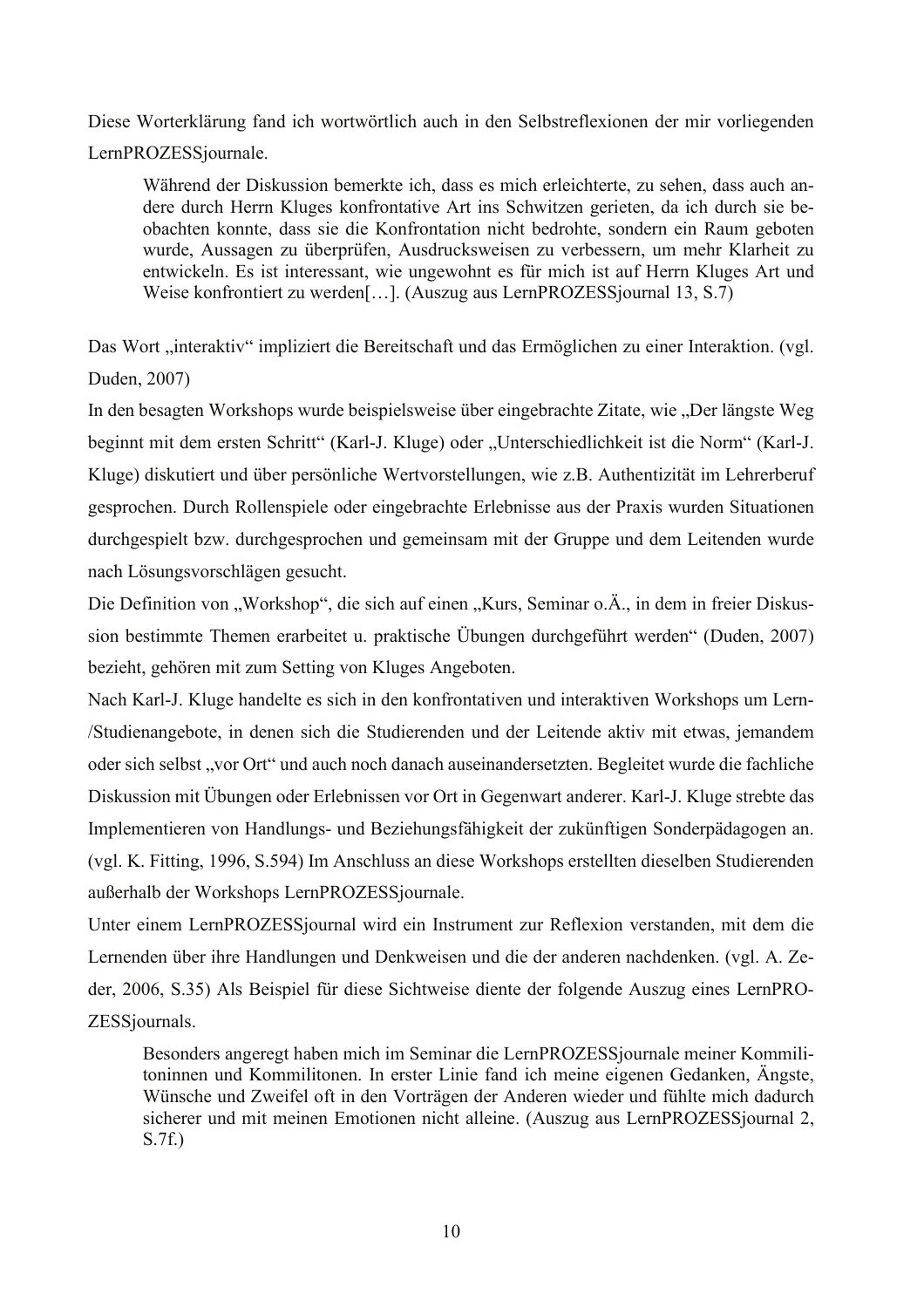Diese Worterklärung fand ich wortwörtlich auch in den Selbstreflexionen der mir vorliegenden LernPROZESSjournale.

> Während der Diskussion bemerkte ich, dass es mich erleichterte, zu sehen, dass auch andere durch Herrn Kluges konfrontative Art ins Schwitzen gerieten, da ich durch sie beobachten konnte, dass sie die Konfrontation nicht bedrohte, sondern ein Raum geboten wurde, Aussagen zu überprüfen, Ausdrucksweisen zu verbessern, um mehr Klarheit zu entwickeln. Es ist interessant, wie ungewohnt es für mich ist auf Herrn Kluges Art und Weise konfrontiert zu werden[…]. (Auszug aus LernPROZESSjournal 13, S.7)

Das Wort „interaktiv" impliziert die Bereitschaft und das Ermöglichen zu einer Interaktion. (vgl. Duden, 2007)

In den besagten Workshops wurde beispielsweise über eingebrachte Zitate, wie „Der längste Weg beginnt mit dem ersten Schritt" (Karl-J. Kluge) oder „Unterschiedlichkeit ist die Norm" (Karl-J. Kluge) diskutiert und über persönliche Wertvorstellungen, wie z.B. Authentizität im Lehrerberuf gesprochen. Durch Rollenspiele oder eingebrachte Erlebnisse aus der Praxis wurden Situationen durchgespielt bzw. durchgesprochen und gemeinsam mit der Gruppe und dem Leitenden wurde nach Lösungsvorschlägen gesucht.

Die Definition von „Workshop", die sich auf einen „Kurs, Seminar o.Ä., in dem in freier Diskussion bestimmte Themen erarbeitet u. praktische Übungen durchgeführt werden" (Duden, 2007) bezieht, gehören mit zum Setting von Kluges Angeboten.

Nach Karl-J. Kluge handelte es sich in den konfrontativen und interaktiven Workshops um Lern-/Studienangebote, in denen sich die Studierenden und der Leitende aktiv mit etwas, jemandem oder sich selbst „vor Ort" und auch noch danach auseinandersetzten. Begleitet wurde die fachliche Diskussion mit Übungen oder Erlebnissen vor Ort in Gegenwart anderer. Karl-J. Kluge strebte das Implementieren von Handlungs- und Beziehungsfähigkeit der zukünftigen Sonderpädagogen an. (vgl. K. Fitting, 1996, S.594) Im Anschluss an diese Workshops erstellten dieselben Studierenden außerhalb der Workshops LernPROZESSjournale.

Unter einem LernPROZESSjournal wird ein Instrument zur Reflexion verstanden, mit dem die Lernenden über ihre Handlungen und Denkweisen und die der anderen nachdenken. (vgl. A. Zeder, 2006, S.35) Als Beispiel für diese Sichtweise diente der folgende Auszug eines LernPROZESSjournals.

> Besonders angeregt haben mich im Seminar die LernPROZESSjournale meiner Kommilitoninnen und Kommilitonen. In erster Linie fand ich meine eigenen Gedanken, Ängste, Wünsche und Zweifel oft in den Vorträgen der Anderen wieder und fühlte mich dadurch sicherer und mit meinen Emotionen nicht alleine. (Auszug aus LernPROZESSjournal 2, S.7f.)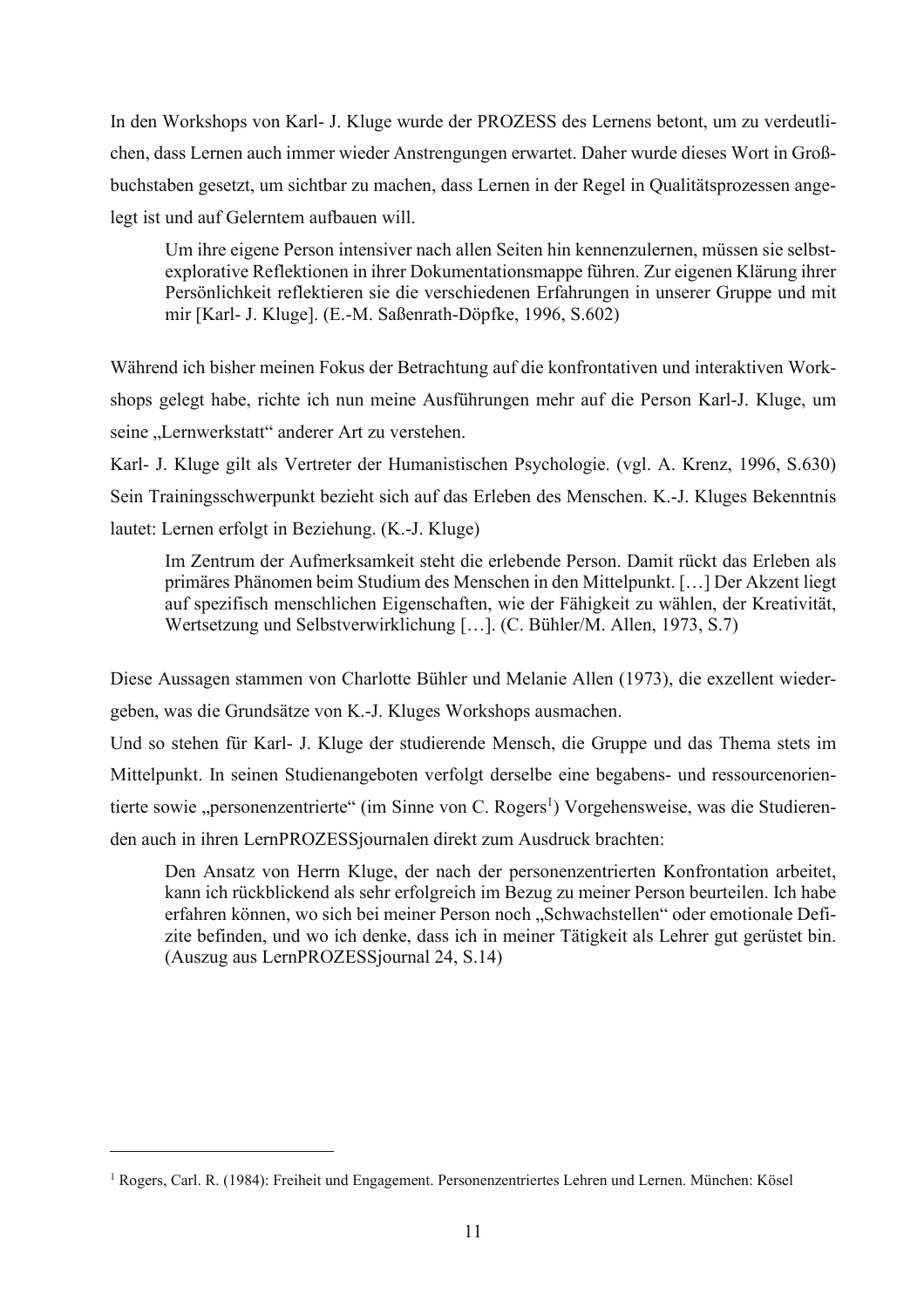In den Workshops von Karl- J. Kluge wurde der PROZESS des Lernens betont, um zu verdeutlichen, dass Lernen auch immer wieder Anstrengungen erwartet. Daher wurde dieses Wort in Großbuchstaben gesetzt, um sichtbar zu machen, dass Lernen in der Regel in Qualitätsprozessen angelegt ist und auf Gelerntem aufbauen will.

> Um ihre eigene Person intensiver nach allen Seiten hin kennenzulernen, müssen sie selbstexplorative Reflektionen in ihrer Dokumentationsmappe führen. Zur eigenen Klärung ihrer Persönlichkeit reflektieren sie die verschiedenen Erfahrungen in unserer Gruppe und mit mir [Karl- J. Kluge]. (E.-M. Saßenrath-Döpfke, 1996, S.602)

Während ich bisher meinen Fokus der Betrachtung auf die konfrontativen und interaktiven Workshops gelegt habe, richte ich nun meine Ausführungen mehr auf die Person Karl-J. Kluge, um seine „Lernwerkstatt" anderer Art zu verstehen.

Karl- J. Kluge gilt als Vertreter der Humanistischen Psychologie. (vgl. A. Krenz, 1996, S.630) Sein Trainingsschwerpunkt bezieht sich auf das Erleben des Menschen. K.-J. Kluges Bekenntnis lautet: Lernen erfolgt in Beziehung. (K.-J. Kluge)

> Im Zentrum der Aufmerksamkeit steht die erlebende Person. Damit rückt das Erleben als primäres Phänomen beim Studium des Menschen in den Mittelpunkt. […] Der Akzent liegt auf spezifisch menschlichen Eigenschaften, wie der Fähigkeit zu wählen, der Kreativität, Wertsetzung und Selbstverwirklichung […]. (C. Bühler/M. Allen, 1973, S.7)

Diese Aussagen stammen von Charlotte Bühler und Melanie Allen (1973), die exzellent wiedergeben, was die Grundsätze von K.-J. Kluges Workshops ausmachen.

Und so stehen für Karl- J. Kluge der studierende Mensch, die Gruppe und das Thema stets im Mittelpunkt. In seinen Studienangeboten verfolgt derselbe eine begabens- und ressourcenorientierte sowie „personenzentrierte" (im Sinne von C. Rogers[1]) Vorgehensweise, was die Studierenden auch in ihren LernPROZESSjournalen direkt zum Ausdruck brachten:

> Den Ansatz von Herrn Kluge, der nach der personenzentrierten Konfrontation arbeitet, kann ich rückblickend als sehr erfolgreich im Bezug zu meiner Person beurteilen. Ich habe erfahren können, wo sich bei meiner Person noch „Schwachstellen" oder emotionale Defizite befinden, und wo ich denke, dass ich in meiner Tätigkeit als Lehrer gut gerüstet bin. (Auszug aus LernPROZESSjournal 24, S.14)

---

[1] Rogers, Carl. R. (1984): Freiheit und Engagement. Personenzentriertes Lehren und Lernen. München: Kösel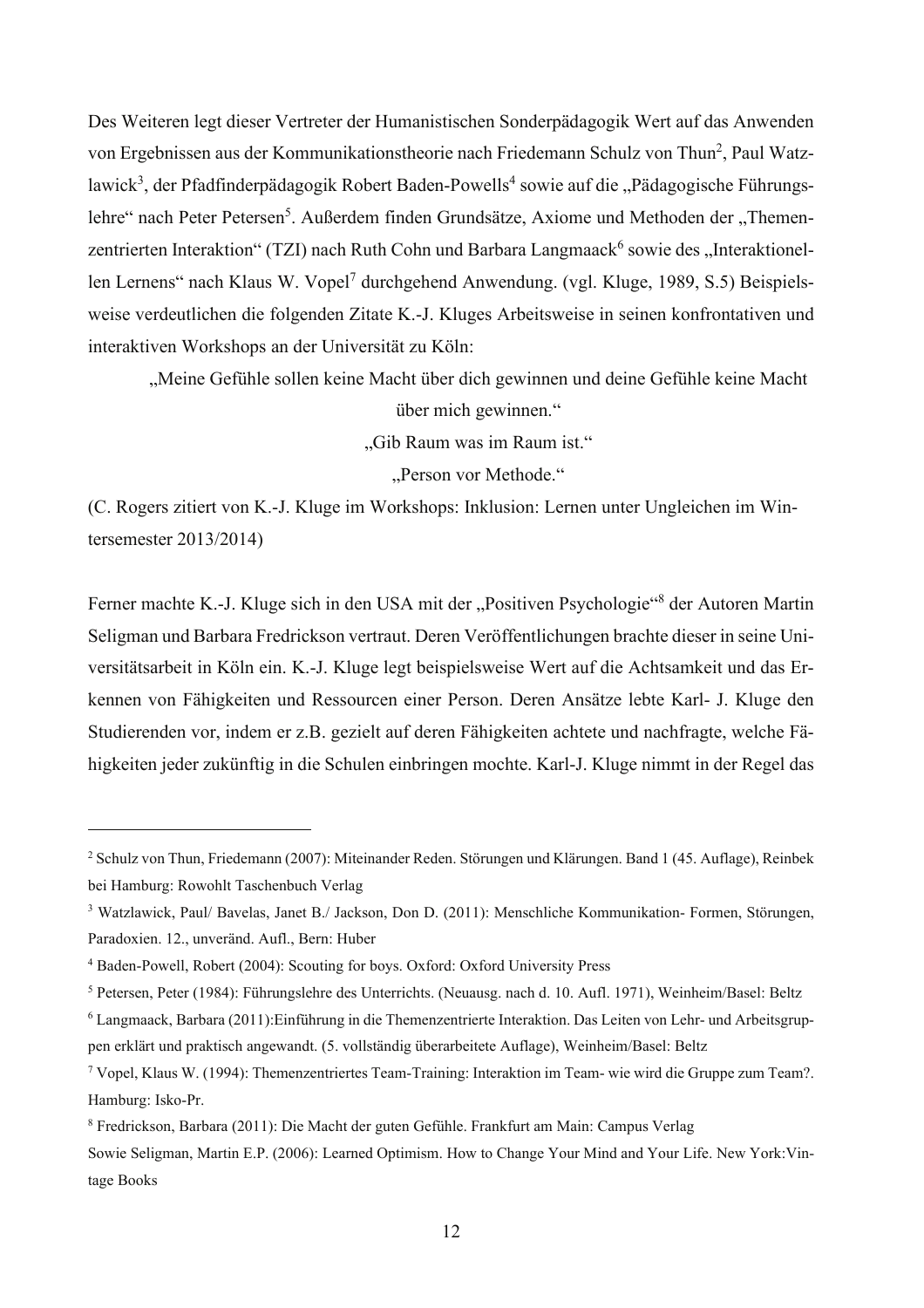Des Weiteren legt dieser Vertreter der Humanistischen Sonderpädagogik Wert auf das Anwenden von Ergebnissen aus der Kommunikationstheorie nach Friedemann Schulz von Thun[2], Paul Watzlawick[3], der Pfadfinderpädagogik Robert Baden-Powells[4] sowie auf die „Pädagogische Führungslehre" nach Peter Petersen[5]. Außerdem finden Grundsätze, Axiome und Methoden der „Themenzentrierten Interaktion" (TZI) nach Ruth Cohn und Barbara Langmaack[6] sowie des „Interaktionellen Lernens" nach Klaus W. Vopel[7] durchgehend Anwendung. (vgl. Kluge, 1989, S.5) Beispielsweise verdeutlichen die folgenden Zitate K.-J. Kluges Arbeitsweise in seinen konfrontativen und interaktiven Workshops an der Universität zu Köln:

„Meine Gefühle sollen keine Macht über dich gewinnen und deine Gefühle keine Macht über mich gewinnen."

„Gib Raum was im Raum ist."

„Person vor Methode."

(C. Rogers zitiert von K.-J. Kluge im Workshops: Inklusion: Lernen unter Ungleichen im Wintersemester 2013/2014)

Ferner machte K.-J. Kluge sich in den USA mit der „Positiven Psychologie"[8] der Autoren Martin Seligman und Barbara Fredrickson vertraut. Deren Veröffentlichungen brachte dieser in seine Universitätsarbeit in Köln ein. K.-J. Kluge legt beispielsweise Wert auf die Achtsamkeit und das Erkennen von Fähigkeiten und Ressourcen einer Person. Deren Ansätze lebte Karl- J. Kluge den Studierenden vor, indem er z.B. gezielt auf deren Fähigkeiten achtete und nachfragte, welche Fähigkeiten jeder zukünftig in die Schulen einbringen mochte. Karl-J. Kluge nimmt in der Regel das

---

[2] Schulz von Thun, Friedemann (2007): Miteinander Reden. Störungen und Klärungen. Band 1 (45. Auflage), Reinbek bei Hamburg: Rowohlt Taschenbuch Verlag

[3] Watzlawick, Paul/ Bavelas, Janet B./ Jackson, Don D. (2011): Menschliche Kommunikation- Formen, Störungen, Paradoxien. 12., unveränd. Aufl., Bern: Huber

[4] Baden-Powell, Robert (2004): Scouting for boys. Oxford: Oxford University Press

[5] Petersen, Peter (1984): Führungslehre des Unterrichts. (Neuausg. nach d. 10. Aufl. 1971), Weinheim/Basel: Beltz

[6] Langmaack, Barbara (2011):Einführung in die Themenzentrierte Interaktion. Das Leiten von Lehr- und Arbeitsgruppen erklärt und praktisch angewandt. (5. vollständig überarbeitete Auflage), Weinheim/Basel: Beltz

[7] Vopel, Klaus W. (1994): Themenzentriertes Team-Training: Interaktion im Team- wie wird die Gruppe zum Team?. Hamburg: Isko-Pr.

[8] Fredrickson, Barbara (2011): Die Macht der guten Gefühle. Frankfurt am Main: Campus Verlag

Sowie Seligman, Martin E.P. (2006): Learned Optimism. How to Change Your Mind and Your Life. New York:Vintage Books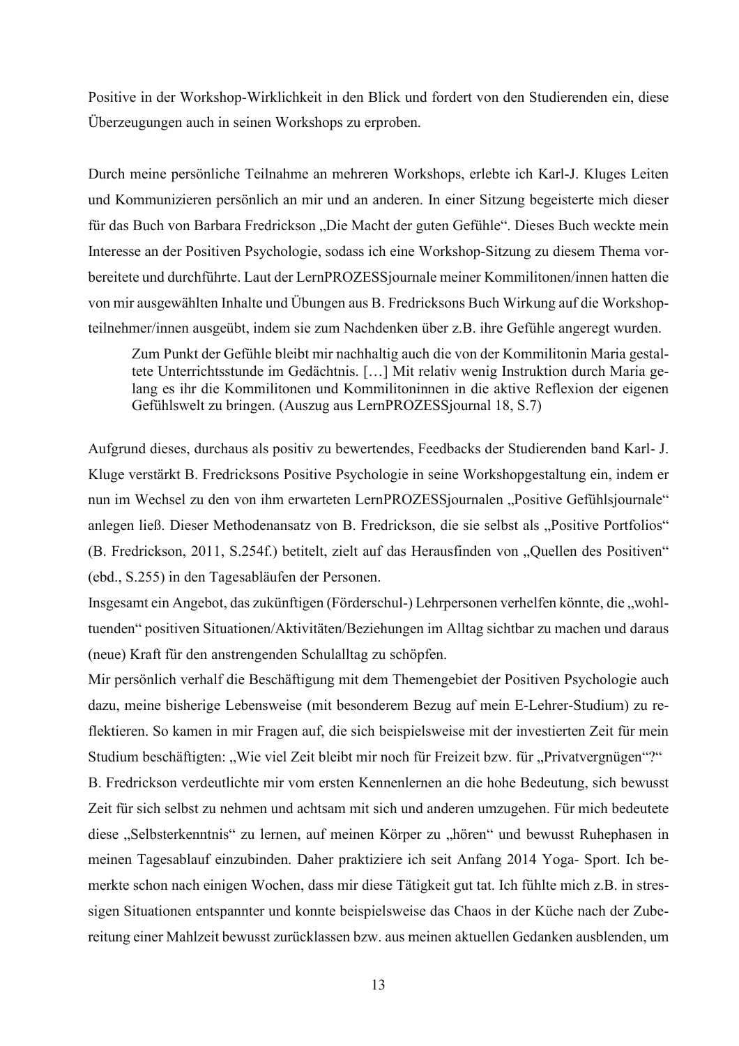Positive in der Workshop-Wirklichkeit in den Blick und fordert von den Studierenden ein, diese Überzeugungen auch in seinen Workshops zu erproben.

Durch meine persönliche Teilnahme an mehreren Workshops, erlebte ich Karl-J. Kluges Leiten und Kommunizieren persönlich an mir und an anderen. In einer Sitzung begeisterte mich dieser für das Buch von Barbara Fredrickson „Die Macht der guten Gefühle“. Dieses Buch weckte mein Interesse an der Positiven Psychologie, sodass ich eine Workshop-Sitzung zu diesem Thema vorbereitete und durchführte. Laut der LernPROZESSjournale meiner Kommilitonen/innen hatten die von mir ausgewählten Inhalte und Übungen aus B. Fredricksons Buch Wirkung auf die Workshopteilnehmer/innen ausgeübt, indem sie zum Nachdenken über z.B. ihre Gefühle angeregt wurden.

> Zum Punkt der Gefühle bleibt mir nachhaltig auch die von der Kommilitonin Maria gestaltete Unterrichtsstunde im Gedächtnis. […] Mit relativ wenig Instruktion durch Maria gelang es ihr die Kommilitonen und Kommilitoninnen in die aktive Reflexion der eigenen Gefühlswelt zu bringen. (Auszug aus LernPROZESSjournal 18, S.7)

Aufgrund dieses, durchaus als positiv zu bewertendes, Feedbacks der Studierenden band Karl- J. Kluge verstärkt B. Fredricksons Positive Psychologie in seine Workshopgestaltung ein, indem er nun im Wechsel zu den von ihm erwarteten LernPROZESSjournalen „Positive Gefühlsjournale“ anlegen ließ. Dieser Methodenansatz von B. Fredrickson, die sie selbst als „Positive Portfolios“ (B. Fredrickson, 2011, S.254f.) betitelt, zielt auf das Herausfinden von „Quellen des Positiven“ (ebd., S.255) in den Tagesabläufen der Personen.

Insgesamt ein Angebot, das zukünftigen (Förderschul-) Lehrpersonen verhelfen könnte, die „wohltuenden“ positiven Situationen/Aktivitäten/Beziehungen im Alltag sichtbar zu machen und daraus (neue) Kraft für den anstrengenden Schulalltag zu schöpfen.

Mir persönlich verhalf die Beschäftigung mit dem Themengebiet der Positiven Psychologie auch dazu, meine bisherige Lebensweise (mit besonderem Bezug auf mein E-Lehrer-Studium) zu reflektieren. So kamen in mir Fragen auf, die sich beispielsweise mit der investierten Zeit für mein Studium beschäftigten: „Wie viel Zeit bleibt mir noch für Freizeit bzw. für „Privatvergnügen“?“

B. Fredrickson verdeutlichte mir vom ersten Kennenlernen an die hohe Bedeutung, sich bewusst Zeit für sich selbst zu nehmen und achtsam mit sich und anderen umzugehen. Für mich bedeutete diese „Selbsterkenntnis“ zu lernen, auf meinen Körper zu „hören“ und bewusst Ruhephasen in meinen Tagesablauf einzubinden. Daher praktiziere ich seit Anfang 2014 Yoga- Sport. Ich bemerkte schon nach einigen Wochen, dass mir diese Tätigkeit gut tat. Ich fühlte mich z.B. in stressigen Situationen entspannter und konnte beispielsweise das Chaos in der Küche nach der Zubereitung einer Mahlzeit bewusst zurücklassen bzw. aus meinen aktuellen Gedanken ausblenden, um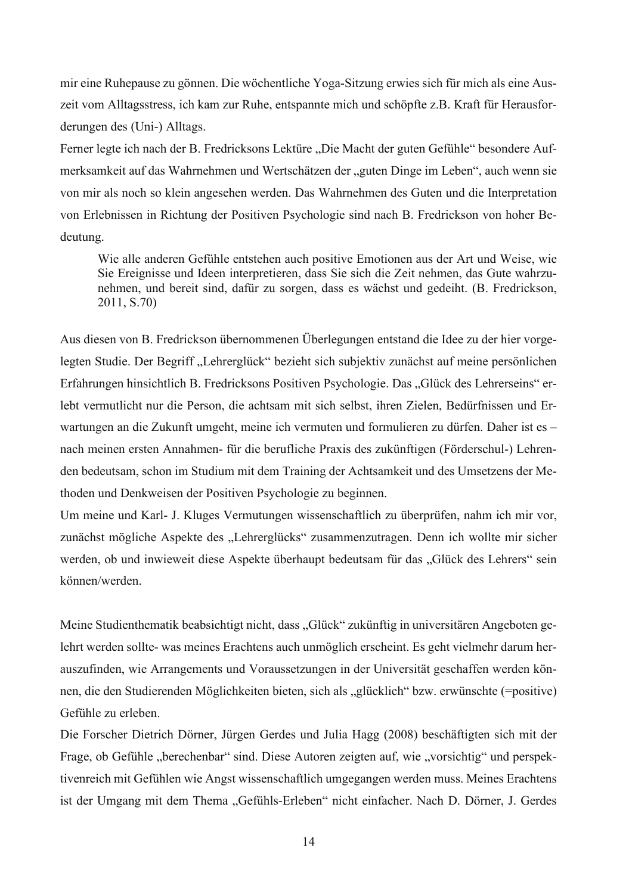mir eine Ruhepause zu gönnen. Die wöchentliche Yoga-Sitzung erwies sich für mich als eine Auszeit vom Alltagsstress, ich kam zur Ruhe, entspannte mich und schöpfte z.B. Kraft für Herausforderungen des (Uni-) Alltags.

Ferner legte ich nach der B. Fredricksons Lektüre „Die Macht der guten Gefühle" besondere Aufmerksamkeit auf das Wahrnehmen und Wertschätzen der „guten Dinge im Leben", auch wenn sie von mir als noch so klein angesehen werden. Das Wahrnehmen des Guten und die Interpretation von Erlebnissen in Richtung der Positiven Psychologie sind nach B. Fredrickson von hoher Bedeutung.

> Wie alle anderen Gefühle entstehen auch positive Emotionen aus der Art und Weise, wie Sie Ereignisse und Ideen interpretieren, dass Sie sich die Zeit nehmen, das Gute wahrzunehmen, und bereit sind, dafür zu sorgen, dass es wächst und gedeiht. (B. Fredrickson, 2011, S.70)

Aus diesen von B. Fredrickson übernommenen Überlegungen entstand die Idee zu der hier vorgelegten Studie. Der Begriff „Lehrerglück" bezieht sich subjektiv zunächst auf meine persönlichen Erfahrungen hinsichtlich B. Fredricksons Positiven Psychologie. Das „Glück des Lehrerseins" erlebt vermutlicht nur die Person, die achtsam mit sich selbst, ihren Zielen, Bedürfnissen und Erwartungen an die Zukunft umgeht, meine ich vermuten und formulieren zu dürfen. Daher ist es – nach meinen ersten Annahmen- für die berufliche Praxis des zukünftigen (Förderschul-) Lehrenden bedeutsam, schon im Studium mit dem Training der Achtsamkeit und des Umsetzens der Methoden und Denkweisen der Positiven Psychologie zu beginnen.

Um meine und Karl- J. Kluges Vermutungen wissenschaftlich zu überprüfen, nahm ich mir vor, zunächst mögliche Aspekte des „Lehrerglücks" zusammenzutragen. Denn ich wollte mir sicher werden, ob und inwieweit diese Aspekte überhaupt bedeutsam für das „Glück des Lehrers" sein können/werden.

Meine Studienthematik beabsichtigt nicht, dass „Glück" zukünftig in universitären Angeboten gelehrt werden sollte- was meines Erachtens auch unmöglich erscheint. Es geht vielmehr darum herauszufinden, wie Arrangements und Voraussetzungen in der Universität geschaffen werden können, die den Studierenden Möglichkeiten bieten, sich als „glücklich" bzw. erwünschte (=positive) Gefühle zu erleben.

Die Forscher Dietrich Dörner, Jürgen Gerdes und Julia Hagg (2008) beschäftigten sich mit der Frage, ob Gefühle „berechenbar" sind. Diese Autoren zeigten auf, wie „vorsichtig" und perspektivenreich mit Gefühlen wie Angst wissenschaftlich umgegangen werden muss. Meines Erachtens ist der Umgang mit dem Thema „Gefühls-Erleben" nicht einfacher. Nach D. Dörner, J. Gerdes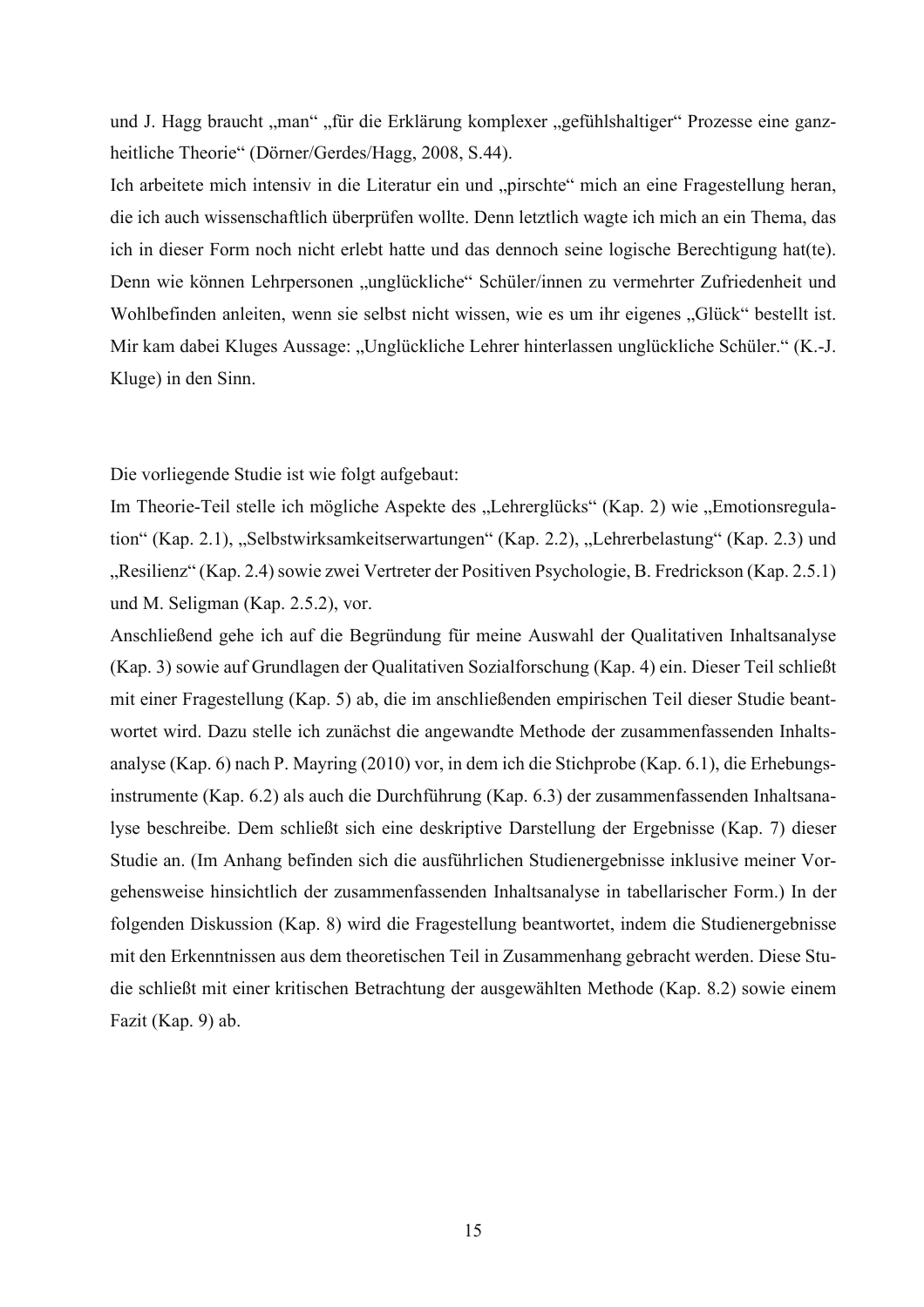und J. Hagg braucht „man" „für die Erklärung komplexer „gefühlshaltiger" Prozesse eine ganzheitliche Theorie" (Dörner/Gerdes/Hagg, 2008, S.44).

Ich arbeitete mich intensiv in die Literatur ein und „pirschte" mich an eine Fragestellung heran, die ich auch wissenschaftlich überprüfen wollte. Denn letztlich wagte ich mich an ein Thema, das ich in dieser Form noch nicht erlebt hatte und das dennoch seine logische Berechtigung hat(te). Denn wie können Lehrpersonen „unglückliche" Schüler/innen zu vermehrter Zufriedenheit und Wohlbefinden anleiten, wenn sie selbst nicht wissen, wie es um ihr eigenes „Glück" bestellt ist. Mir kam dabei Kluges Aussage: „Unglückliche Lehrer hinterlassen unglückliche Schüler." (K.-J. Kluge) in den Sinn.

Die vorliegende Studie ist wie folgt aufgebaut:

Im Theorie-Teil stelle ich mögliche Aspekte des „Lehrerglücks" (Kap. 2) wie „Emotionsregulation" (Kap. 2.1), „Selbstwirksamkeitserwartungen" (Kap. 2.2), „Lehrerbelastung" (Kap. 2.3) und „Resilienz" (Kap. 2.4) sowie zwei Vertreter der Positiven Psychologie, B. Fredrickson (Kap. 2.5.1) und M. Seligman (Kap. 2.5.2), vor.

Anschließend gehe ich auf die Begründung für meine Auswahl der Qualitativen Inhaltsanalyse (Kap. 3) sowie auf Grundlagen der Qualitativen Sozialforschung (Kap. 4) ein. Dieser Teil schließt mit einer Fragestellung (Kap. 5) ab, die im anschließenden empirischen Teil dieser Studie beantwortet wird. Dazu stelle ich zunächst die angewandte Methode der zusammenfassenden Inhaltsanalyse (Kap. 6) nach P. Mayring (2010) vor, in dem ich die Stichprobe (Kap. 6.1), die Erhebungsinstrumente (Kap. 6.2) als auch die Durchführung (Kap. 6.3) der zusammenfassenden Inhaltsanalyse beschreibe. Dem schließt sich eine deskriptive Darstellung der Ergebnisse (Kap. 7) dieser Studie an. (Im Anhang befinden sich die ausführlichen Studienergebnisse inklusive meiner Vorgehensweise hinsichtlich der zusammenfassenden Inhaltsanalyse in tabellarischer Form.) In der folgenden Diskussion (Kap. 8) wird die Fragestellung beantwortet, indem die Studienergebnisse mit den Erkenntnissen aus dem theoretischen Teil in Zusammenhang gebracht werden. Diese Studie schließt mit einer kritischen Betrachtung der ausgewählten Methode (Kap. 8.2) sowie einem Fazit (Kap. 9) ab.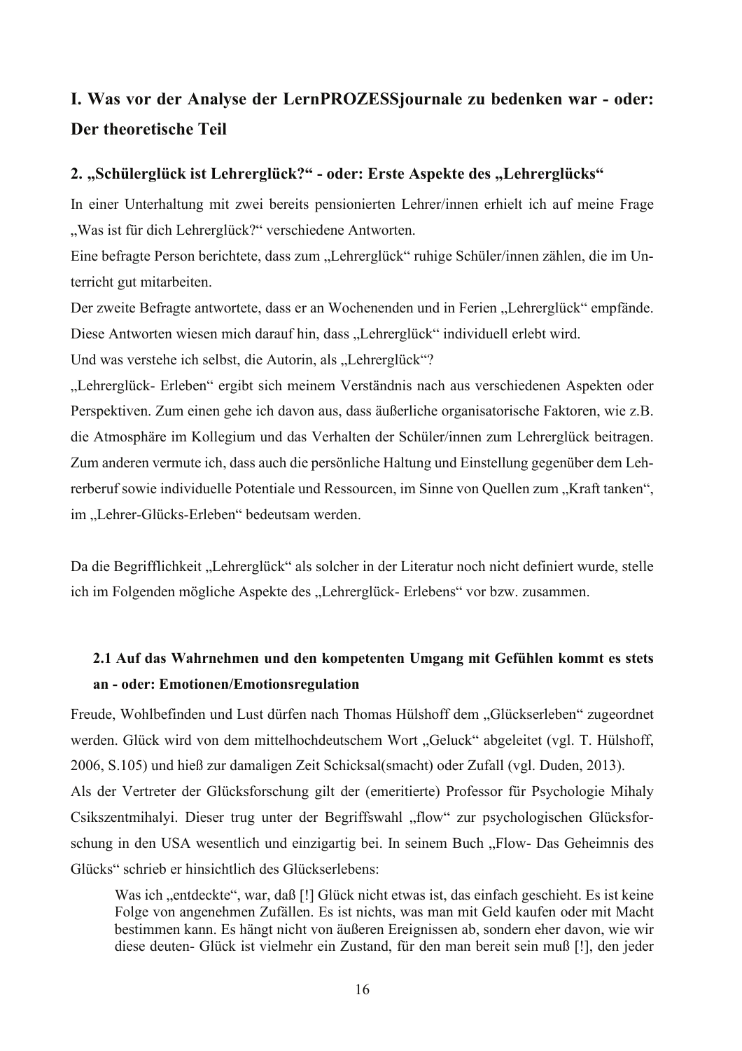# I. Was vor der Analyse der LernPROZESSjournale zu bedenken war - oder: Der theoretische Teil

## 2. „Schülerglück ist Lehrerglück?“ - oder: Erste Aspekte des „Lehrerglücks“

In einer Unterhaltung mit zwei bereits pensionierten Lehrer/innen erhielt ich auf meine Frage „Was ist für dich Lehrerglück?“ verschiedene Antworten.

Eine befragte Person berichtete, dass zum „Lehrerglück“ ruhige Schüler/innen zählen, die im Unterricht gut mitarbeiten.

Der zweite Befragte antwortete, dass er an Wochenenden und in Ferien „Lehrerglück“ empfände.

Diese Antworten wiesen mich darauf hin, dass „Lehrerglück“ individuell erlebt wird.

Und was verstehe ich selbst, die Autorin, als „Lehrerglück“?

„Lehrerglück- Erleben“ ergibt sich meinem Verständnis nach aus verschiedenen Aspekten oder Perspektiven. Zum einen gehe ich davon aus, dass äußerliche organisatorische Faktoren, wie z.B. die Atmosphäre im Kollegium und das Verhalten der Schüler/innen zum Lehrerglück beitragen. Zum anderen vermute ich, dass auch die persönliche Haltung und Einstellung gegenüber dem Lehrerberuf sowie individuelle Potentiale und Ressourcen, im Sinne von Quellen zum „Kraft tanken“, im „Lehrer-Glücks-Erleben“ bedeutsam werden.

Da die Begrifflichkeit „Lehrerglück“ als solcher in der Literatur noch nicht definiert wurde, stelle ich im Folgenden mögliche Aspekte des „Lehrerglück- Erlebens“ vor bzw. zusammen.

### 2.1 Auf das Wahrnehmen und den kompetenten Umgang mit Gefühlen kommt es stets an - oder: Emotionen/Emotionsregulation

Freude, Wohlbefinden und Lust dürfen nach Thomas Hülshoff dem „Glückserleben“ zugeordnet werden. Glück wird von dem mittelhochdeutschem Wort „Geluck“ abgeleitet (vgl. T. Hülshoff, 2006, S.105) und hieß zur damaligen Zeit Schicksal(smacht) oder Zufall (vgl. Duden, 2013).

Als der Vertreter der Glücksforschung gilt der (emeritierte) Professor für Psychologie Mihaly Csikszentmihalyi. Dieser trug unter der Begriffswahl „flow“ zur psychologischen Glücksforschung in den USA wesentlich und einzigartig bei. In seinem Buch „Flow- Das Geheimnis des Glücks“ schrieb er hinsichtlich des Glückserlebens:

> Was ich „entdeckte“, war, daß [!] Glück nicht etwas ist, das einfach geschieht. Es ist keine Folge von angenehmen Zufällen. Es ist nichts, was man mit Geld kaufen oder mit Macht bestimmen kann. Es hängt nicht von äußeren Ereignissen ab, sondern eher davon, wie wir diese deuten- Glück ist vielmehr ein Zustand, für den man bereit sein muß [!], den jeder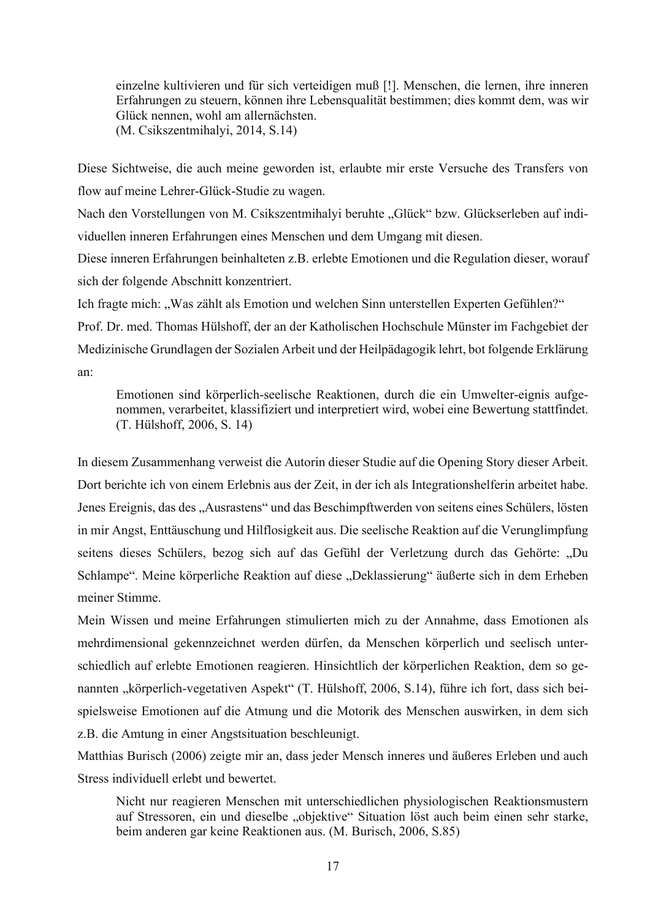> einzelne kultivieren und für sich verteidigen muß [!]. Menschen, die lernen, ihre inneren Erfahrungen zu steuern, können ihre Lebensqualität bestimmen; dies kommt dem, was wir Glück nennen, wohl am allernächsten.
> (M. Csikszentmihalyi, 2014, S.14)

Diese Sichtweise, die auch meine geworden ist, erlaubte mir erste Versuche des Transfers von flow auf meine Lehrer-Glück-Studie zu wagen.

Nach den Vorstellungen von M. Csikszentmihalyi beruhte „Glück" bzw. Glückserleben auf individuellen inneren Erfahrungen eines Menschen und dem Umgang mit diesen.

Diese inneren Erfahrungen beinhalteten z.B. erlebte Emotionen und die Regulation dieser, worauf sich der folgende Abschnitt konzentriert.

Ich fragte mich: „Was zählt als Emotion und welchen Sinn unterstellen Experten Gefühlen?"

Prof. Dr. med. Thomas Hülshoff, der an der Katholischen Hochschule Münster im Fachgebiet der Medizinische Grundlagen der Sozialen Arbeit und der Heilpädagogik lehrt, bot folgende Erklärung an:

> Emotionen sind körperlich-seelische Reaktionen, durch die ein Umwelter-eignis aufgenommen, verarbeitet, klassifiziert und interpretiert wird, wobei eine Bewertung stattfindet. (T. Hülshoff, 2006, S. 14)

In diesem Zusammenhang verweist die Autorin dieser Studie auf die Opening Story dieser Arbeit. Dort berichte ich von einem Erlebnis aus der Zeit, in der ich als Integrationshelferin arbeitet habe. Jenes Ereignis, das des „Ausrastens" und das Beschimpftwerden von seitens eines Schülers, lösten in mir Angst, Enttäuschung und Hilflosigkeit aus. Die seelische Reaktion auf die Verunglimpfung seitens dieses Schülers, bezog sich auf das Gefühl der Verletzung durch das Gehörte: „Du Schlampe". Meine körperliche Reaktion auf diese „Deklassierung" äußerte sich in dem Erheben meiner Stimme.

Mein Wissen und meine Erfahrungen stimulierten mich zu der Annahme, dass Emotionen als mehrdimensional gekennzeichnet werden dürfen, da Menschen körperlich und seelisch unterschiedlich auf erlebte Emotionen reagieren. Hinsichtlich der körperlichen Reaktion, dem so genannten „körperlich-vegetativen Aspekt" (T. Hülshoff, 2006, S.14), führe ich fort, dass sich beispielsweise Emotionen auf die Atmung und die Motorik des Menschen auswirken, in dem sich z.B. die Amtung in einer Angstsituation beschleunigt.

Matthias Burisch (2006) zeigte mir an, dass jeder Mensch inneres und äußeres Erleben und auch Stress individuell erlebt und bewertet.

> Nicht nur reagieren Menschen mit unterschiedlichen physiologischen Reaktionsmustern auf Stressoren, ein und dieselbe „objektive" Situation löst auch beim einen sehr starke, beim anderen gar keine Reaktionen aus. (M. Burisch, 2006, S.85)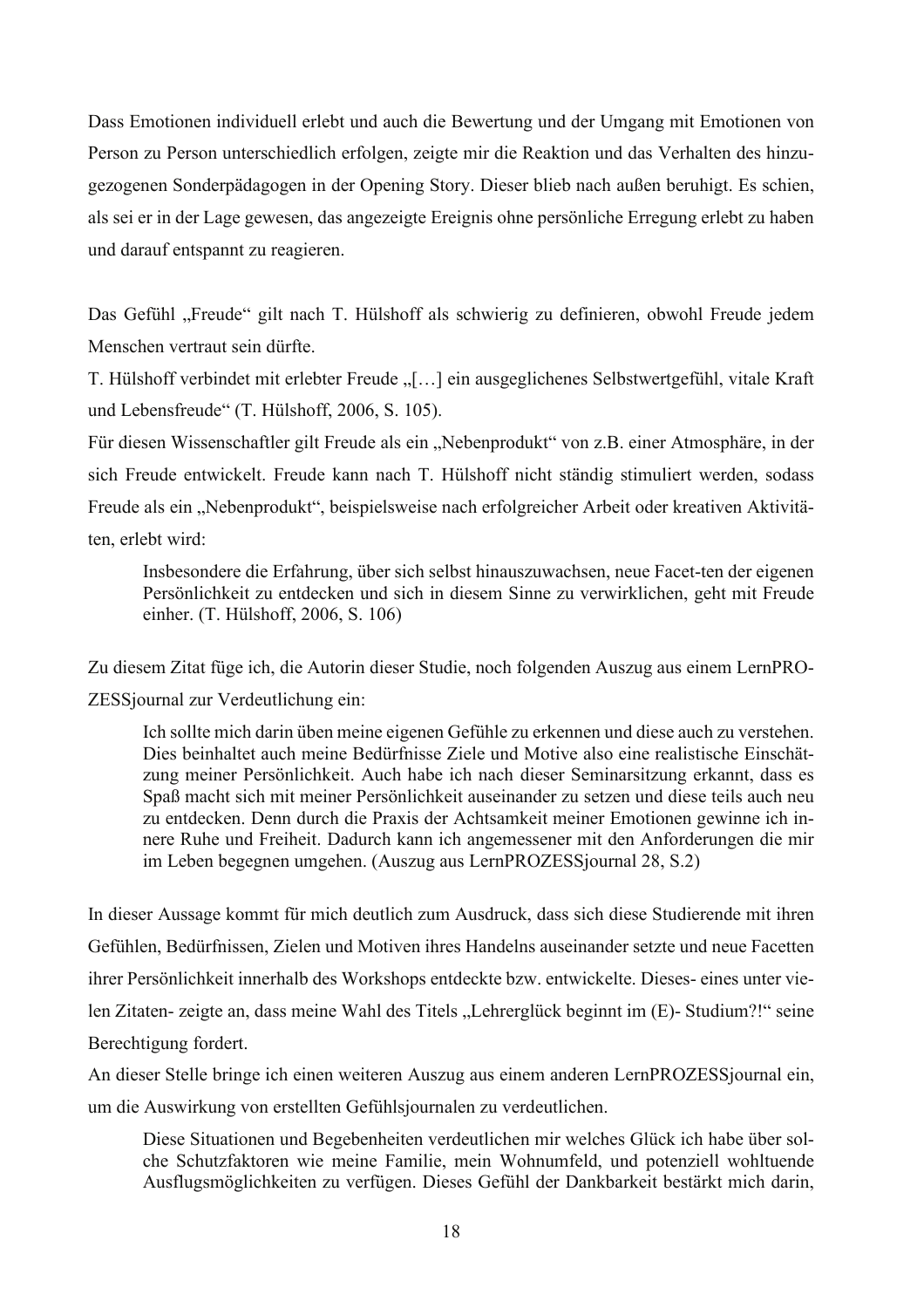Dass Emotionen individuell erlebt und auch die Bewertung und der Umgang mit Emotionen von Person zu Person unterschiedlich erfolgen, zeigte mir die Reaktion und das Verhalten des hinzugezogenen Sonderpädagogen in der Opening Story. Dieser blieb nach außen beruhigt. Es schien, als sei er in der Lage gewesen, das angezeigte Ereignis ohne persönliche Erregung erlebt zu haben und darauf entspannt zu reagieren.

Das Gefühl „Freude" gilt nach T. Hülshoff als schwierig zu definieren, obwohl Freude jedem Menschen vertraut sein dürfte.

T. Hülshoff verbindet mit erlebter Freude „[…] ein ausgeglichenes Selbstwertgefühl, vitale Kraft und Lebensfreude" (T. Hülshoff, 2006, S. 105).

Für diesen Wissenschaftler gilt Freude als ein „Nebenprodukt" von z.B. einer Atmosphäre, in der sich Freude entwickelt. Freude kann nach T. Hülshoff nicht ständig stimuliert werden, sodass Freude als ein „Nebenprodukt", beispielsweise nach erfolgreicher Arbeit oder kreativen Aktivitäten, erlebt wird:

> Insbesondere die Erfahrung, über sich selbst hinauszuwachsen, neue Facet-ten der eigenen Persönlichkeit zu entdecken und sich in diesem Sinne zu verwirklichen, geht mit Freude einher. (T. Hülshoff, 2006, S. 106)

Zu diesem Zitat füge ich, die Autorin dieser Studie, noch folgenden Auszug aus einem LernPROZESSjournal zur Verdeutlichung ein:

> Ich sollte mich darin üben meine eigenen Gefühle zu erkennen und diese auch zu verstehen. Dies beinhaltet auch meine Bedürfnisse Ziele und Motive also eine realistische Einschätzung meiner Persönlichkeit. Auch habe ich nach dieser Seminarsitzung erkannt, dass es Spaß macht sich mit meiner Persönlichkeit auseinander zu setzen und diese teils auch neu zu entdecken. Denn durch die Praxis der Achtsamkeit meiner Emotionen gewinne ich innere Ruhe und Freiheit. Dadurch kann ich angemessener mit den Anforderungen die mir im Leben begegnen umgehen. (Auszug aus LernPROZESSjournal 28, S.2)

In dieser Aussage kommt für mich deutlich zum Ausdruck, dass sich diese Studierende mit ihren Gefühlen, Bedürfnissen, Zielen und Motiven ihres Handelns auseinander setzte und neue Facetten ihrer Persönlichkeit innerhalb des Workshops entdeckte bzw. entwickelte. Dieses- eines unter vielen Zitaten- zeigte an, dass meine Wahl des Titels „Lehrerglück beginnt im (E)- Studium?!" seine Berechtigung fordert.

An dieser Stelle bringe ich einen weiteren Auszug aus einem anderen LernPROZESSjournal ein, um die Auswirkung von erstellten Gefühlsjournalen zu verdeutlichen.

> Diese Situationen und Begebenheiten verdeutlichen mir welches Glück ich habe über solche Schutzfaktoren wie meine Familie, mein Wohnumfeld, und potenziell wohltuende Ausflugsmöglichkeiten zu verfügen. Dieses Gefühl der Dankbarkeit bestärkt mich darin,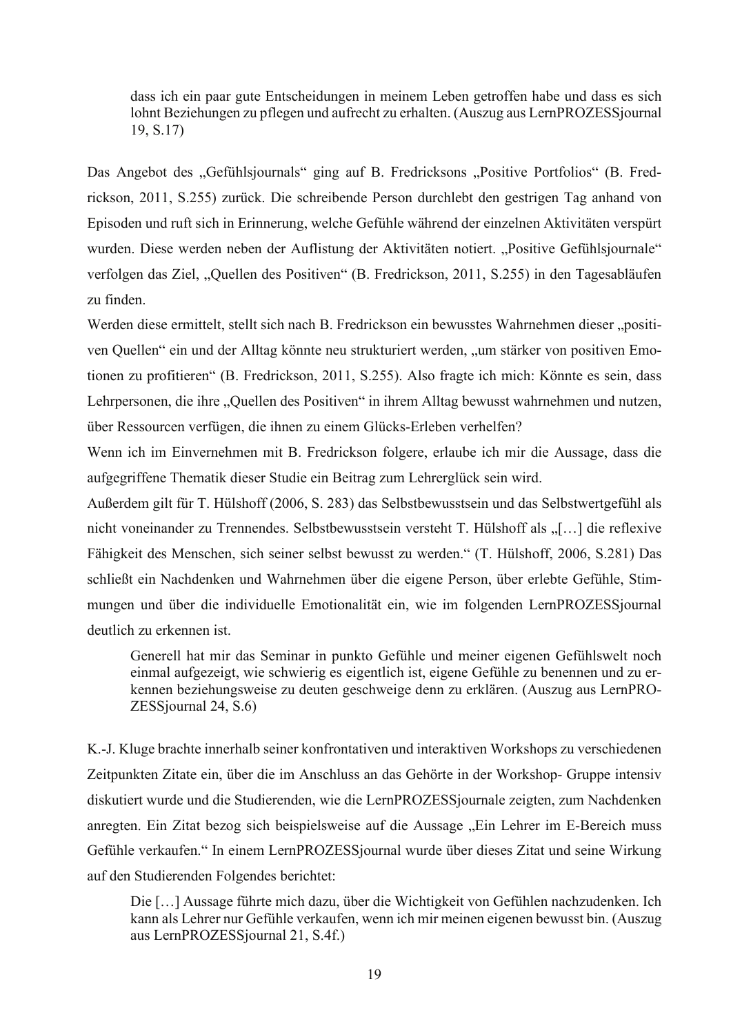> dass ich ein paar gute Entscheidungen in meinem Leben getroffen habe und dass es sich lohnt Beziehungen zu pflegen und aufrecht zu erhalten. (Auszug aus LernPROZESSjournal 19, S.17)

Das Angebot des „Gefühlsjournals“ ging auf B. Fredricksons „Positive Portfolios“ (B. Fredrickson, 2011, S.255) zurück. Die schreibende Person durchlebt den gestrigen Tag anhand von Episoden und ruft sich in Erinnerung, welche Gefühle während der einzelnen Aktivitäten verspürt wurden. Diese werden neben der Auflistung der Aktivitäten notiert. „Positive Gefühlsjournale“ verfolgen das Ziel, „Quellen des Positiven“ (B. Fredrickson, 2011, S.255) in den Tagesabläufen zu finden.

Werden diese ermittelt, stellt sich nach B. Fredrickson ein bewusstes Wahrnehmen dieser „positiven Quellen“ ein und der Alltag könnte neu strukturiert werden, „um stärker von positiven Emotionen zu profitieren“ (B. Fredrickson, 2011, S.255). Also fragte ich mich: Könnte es sein, dass Lehrpersonen, die ihre „Quellen des Positiven“ in ihrem Alltag bewusst wahrnehmen und nutzen, über Ressourcen verfügen, die ihnen zu einem Glücks-Erleben verhelfen?

Wenn ich im Einvernehmen mit B. Fredrickson folgere, erlaube ich mir die Aussage, dass die aufgegriffene Thematik dieser Studie ein Beitrag zum Lehrerglück sein wird.

Außerdem gilt für T. Hülshoff (2006, S. 283) das Selbstbewusstsein und das Selbstwertgefühl als nicht voneinander zu Trennendes. Selbstbewusstsein versteht T. Hülshoff als „[…] die reflexive Fähigkeit des Menschen, sich seiner selbst bewusst zu werden.“ (T. Hülshoff, 2006, S.281) Das schließt ein Nachdenken und Wahrnehmen über die eigene Person, über erlebte Gefühle, Stimmungen und über die individuelle Emotionalität ein, wie im folgenden LernPROZESSjournal deutlich zu erkennen ist.

> Generell hat mir das Seminar in punkto Gefühle und meiner eigenen Gefühlswelt noch einmal aufgezeigt, wie schwierig es eigentlich ist, eigene Gefühle zu benennen und zu erkennen beziehungsweise zu deuten geschweige denn zu erklären. (Auszug aus LernPROZESSjournal 24, S.6)

K.-J. Kluge brachte innerhalb seiner konfrontativen und interaktiven Workshops zu verschiedenen Zeitpunkten Zitate ein, über die im Anschluss an das Gehörte in der Workshop- Gruppe intensiv diskutiert wurde und die Studierenden, wie die LernPROZESSjournale zeigten, zum Nachdenken anregten. Ein Zitat bezog sich beispielsweise auf die Aussage „Ein Lehrer im E-Bereich muss Gefühle verkaufen.“ In einem LernPROZESSjournal wurde über dieses Zitat und seine Wirkung auf den Studierenden Folgendes berichtet:

> Die […] Aussage führte mich dazu, über die Wichtigkeit von Gefühlen nachzudenken. Ich kann als Lehrer nur Gefühle verkaufen, wenn ich mir meinen eigenen bewusst bin. (Auszug aus LernPROZESSjournal 21, S.4f.)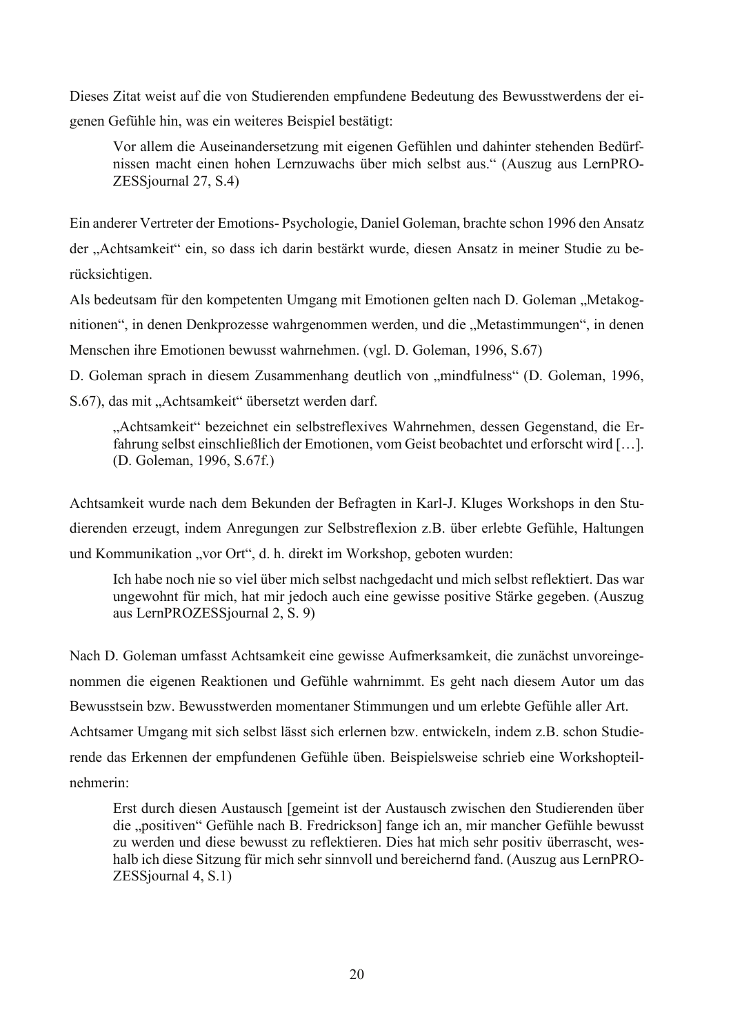Dieses Zitat weist auf die von Studierenden empfundene Bedeutung des Bewusstwerdens der eigenen Gefühle hin, was ein weiteres Beispiel bestätigt:

> Vor allem die Auseinandersetzung mit eigenen Gefühlen und dahinter stehenden Bedürfnissen macht einen hohen Lernzuwachs über mich selbst aus." (Auszug aus LernPROZESSjournal 27, S.4)

Ein anderer Vertreter der Emotions- Psychologie, Daniel Goleman, brachte schon 1996 den Ansatz der „Achtsamkeit" ein, so dass ich darin bestärkt wurde, diesen Ansatz in meiner Studie zu berücksichtigen.

Als bedeutsam für den kompetenten Umgang mit Emotionen gelten nach D. Goleman „Metakognitionen", in denen Denkprozesse wahrgenommen werden, und die „Metastimmungen", in denen Menschen ihre Emotionen bewusst wahrnehmen. (vgl. D. Goleman, 1996, S.67)

D. Goleman sprach in diesem Zusammenhang deutlich von „mindfulness" (D. Goleman, 1996, S.67), das mit „Achtsamkeit" übersetzt werden darf.

> „Achtsamkeit" bezeichnet ein selbstreflexives Wahrnehmen, dessen Gegenstand, die Erfahrung selbst einschließlich der Emotionen, vom Geist beobachtet und erforscht wird […]. (D. Goleman, 1996, S.67f.)

Achtsamkeit wurde nach dem Bekunden der Befragten in Karl-J. Kluges Workshops in den Studierenden erzeugt, indem Anregungen zur Selbstreflexion z.B. über erlebte Gefühle, Haltungen und Kommunikation „vor Ort", d. h. direkt im Workshop, geboten wurden:

> Ich habe noch nie so viel über mich selbst nachgedacht und mich selbst reflektiert. Das war ungewohnt für mich, hat mir jedoch auch eine gewisse positive Stärke gegeben. (Auszug aus LernPROZESSjournal 2, S. 9)

Nach D. Goleman umfasst Achtsamkeit eine gewisse Aufmerksamkeit, die zunächst unvoreingenommen die eigenen Reaktionen und Gefühle wahrnimmt. Es geht nach diesem Autor um das Bewusstsein bzw. Bewusstwerden momentaner Stimmungen und um erlebte Gefühle aller Art.

Achtsamer Umgang mit sich selbst lässt sich erlernen bzw. entwickeln, indem z.B. schon Studierende das Erkennen der empfundenen Gefühle üben. Beispielsweise schrieb eine Workshopteilnehmerin:

> Erst durch diesen Austausch [gemeint ist der Austausch zwischen den Studierenden über die „positiven" Gefühle nach B. Fredrickson] fange ich an, mir mancher Gefühle bewusst zu werden und diese bewusst zu reflektieren. Dies hat mich sehr positiv überrascht, weshalb ich diese Sitzung für mich sehr sinnvoll und bereichernd fand. (Auszug aus LernPROZESSjournal 4, S.1)